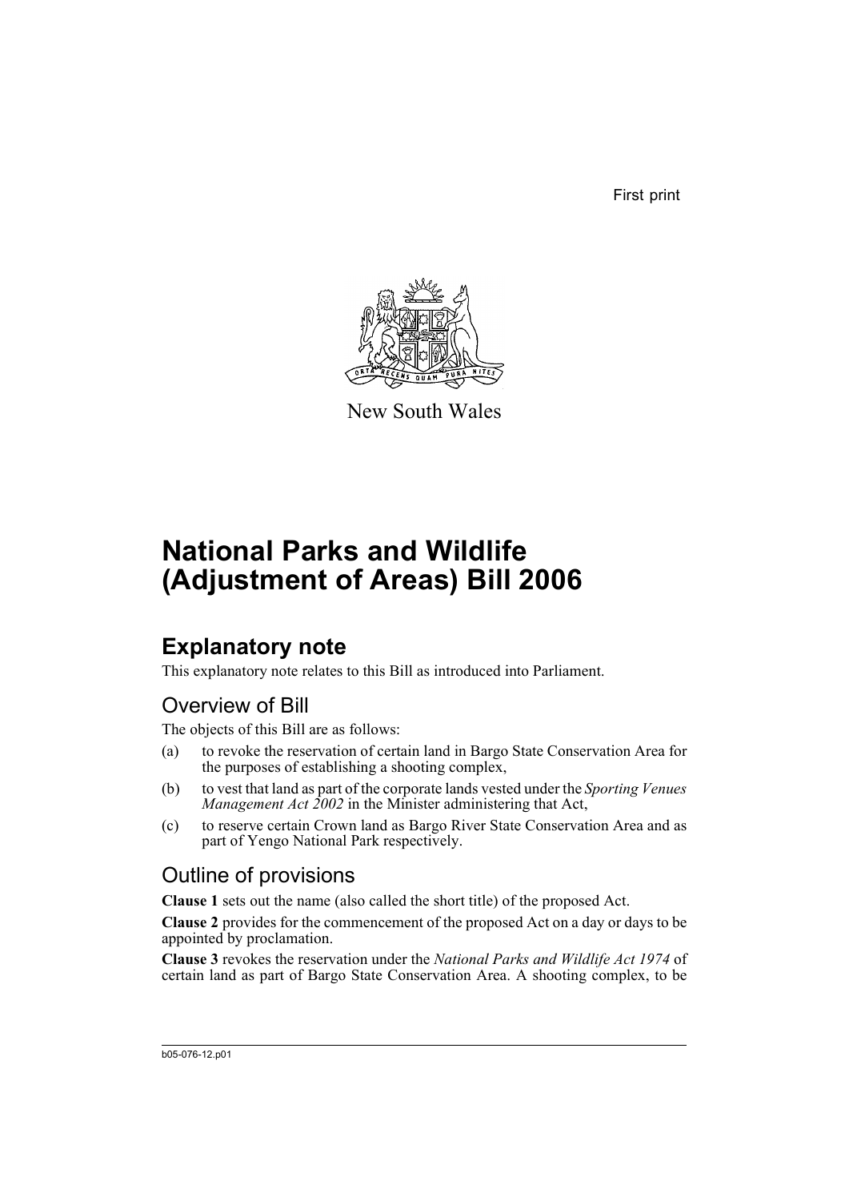First print

New South Wales

# National Parks and Wildlife (Adjustment of Areas) Bill 2006

## Explanatory note

This explanatory note relates to this Bill as introduced into Parliament.

### Overview of Bill

The objects of this Bill are as follows:

(a) to revoke the reservation of certain land in Bargo State Conservation Area for the purposes of establishing a shooting complex,

(b) to vest that land as part of the corporate lands vested under the *Sporting Venues Management Act 2002* in the Minister administering that Act,

(c) to reserve certain Crown land as Bargo River State Conservation Area and as part of Yengo National Park respectively.

### Outline of provisions

**Clause 1** sets out the name (also called the short title) of the proposed Act.

**Clause 2** provides for the commencement of the proposed Act on a day or days to be appointed by proclamation.

**Clause 3** revokes the reservation under the *National Parks and Wildlife Act 1974* of certain land as part of Bargo State Conservation Area. A shooting complex, to be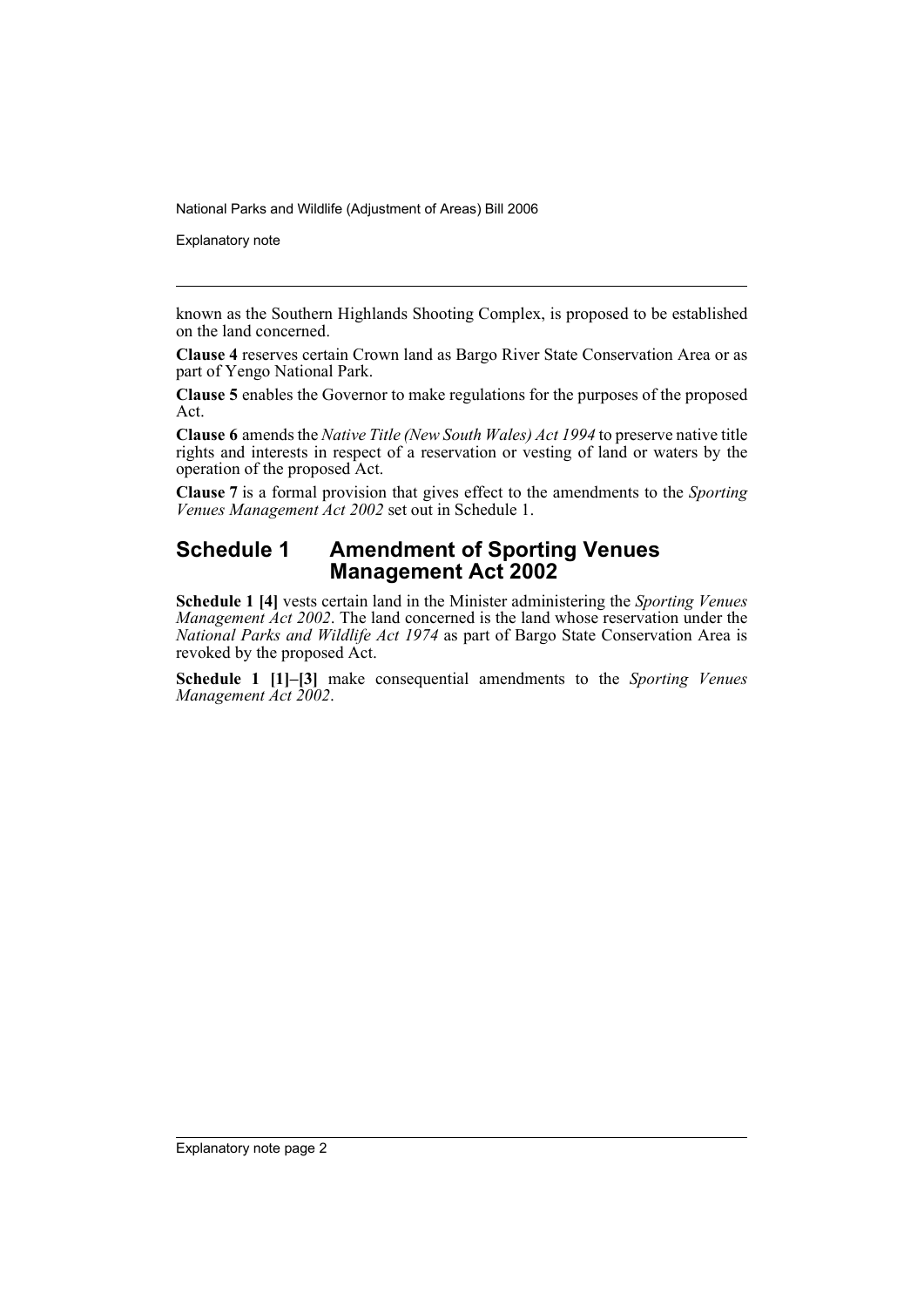known as the Southern Highlands Shooting Complex, is proposed to be established on the land concerned.

**Clause 4** reserves certain Crown land as Bargo River State Conservation Area or as part of Yengo National Park.

**Clause 5** enables the Governor to make regulations for the purposes of the proposed Act.

**Clause 6** amends the *Native Title (New South Wales) Act 1994* to preserve native title rights and interests in respect of a reservation or vesting of land or waters by the operation of the proposed Act.

**Clause 7** is a formal provision that gives effect to the amendments to the *Sporting Venues Management Act 2002* set out in Schedule 1.

## Schedule 1 Amendment of Sporting Venues Management Act 2002

**Schedule 1 [4]** vests certain land in the Minister administering the *Sporting Venues Management Act 2002*. The land concerned is the land whose reservation under the *National Parks and Wildlife Act 1974* as part of Bargo State Conservation Area is revoked by the proposed Act.

**Schedule 1 [1]–[3]** make consequential amendments to the *Sporting Venues Management Act 2002*.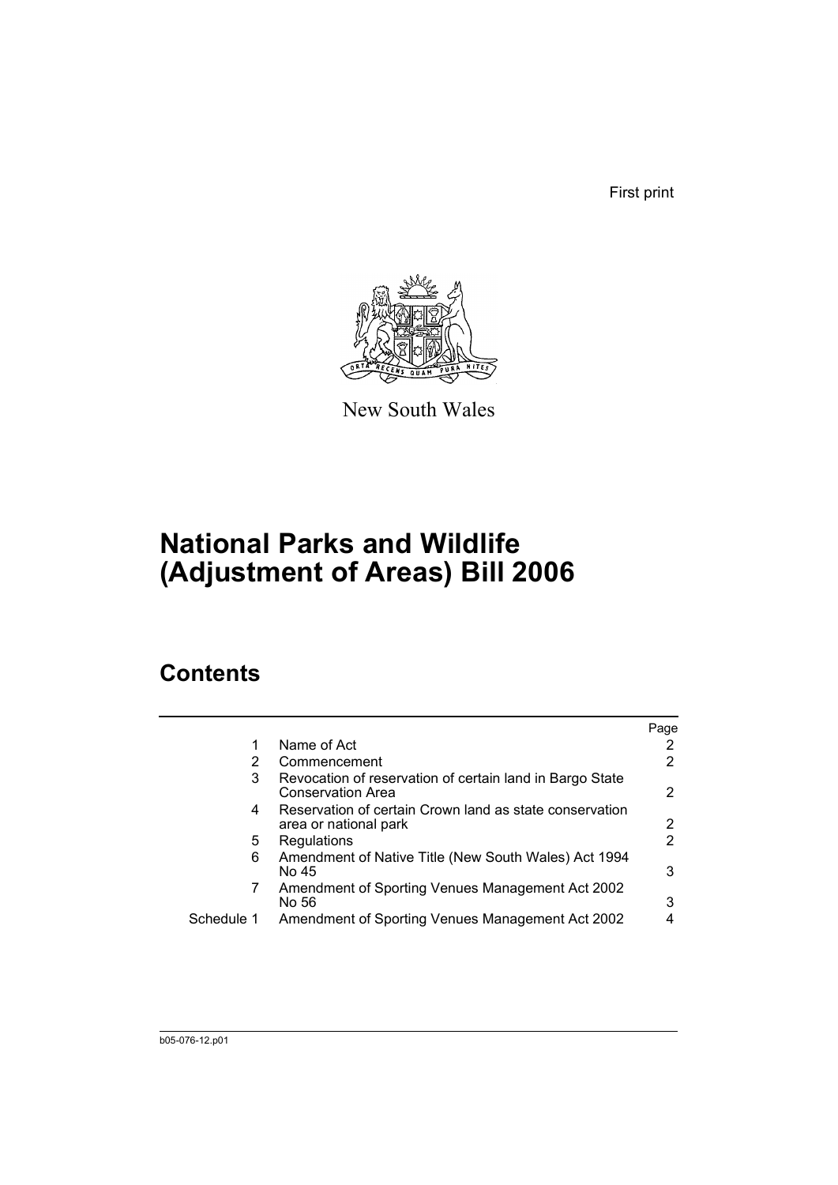First print

New South Wales

# National Parks and Wildlife (Adjustment of Areas) Bill 2006

## Contents

| | | Page |
|---|---|---|
| 1 | Name of Act | 2 |
| 2 | Commencement | 2 |
| 3 | Revocation of reservation of certain land in Bargo State Conservation Area | 2 |
| 4 | Reservation of certain Crown land as state conservation area or national park | 2 |
| 5 | Regulations | 2 |
| 6 | Amendment of Native Title (New South Wales) Act 1994 No 45 | 3 |
| 7 | Amendment of Sporting Venues Management Act 2002 No 56 | 3 |
| Schedule 1 | Amendment of Sporting Venues Management Act 2002 | 4 |

b05-076-12.p01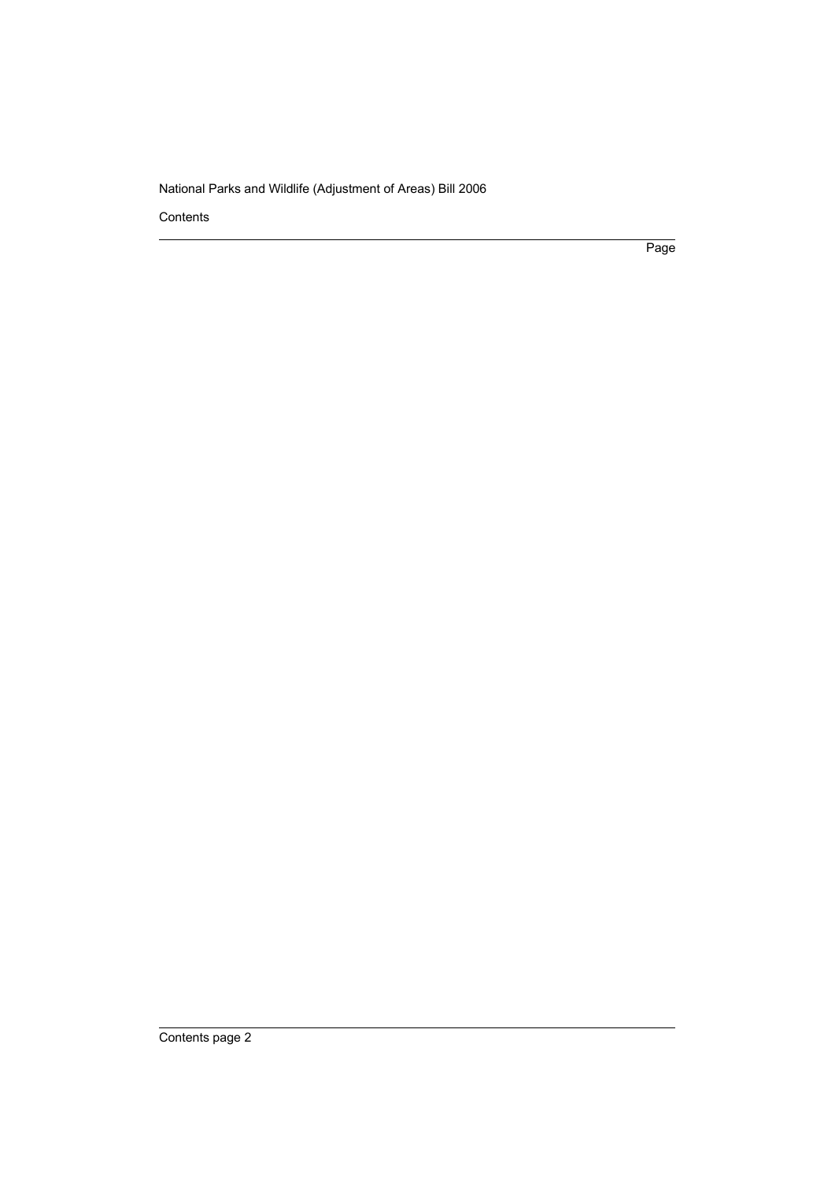Contents

Page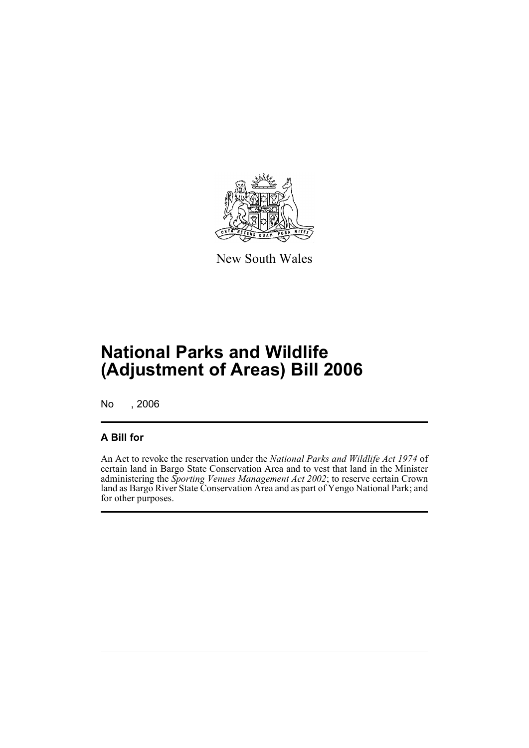New South Wales

# National Parks and Wildlife (Adjustment of Areas) Bill 2006

No , 2006

## A Bill for

An Act to revoke the reservation under the *National Parks and Wildlife Act 1974* of certain land in Bargo State Conservation Area and to vest that land in the Minister administering the *Sporting Venues Management Act 2002*; to reserve certain Crown land as Bargo River State Conservation Area and as part of Yengo National Park; and for other purposes.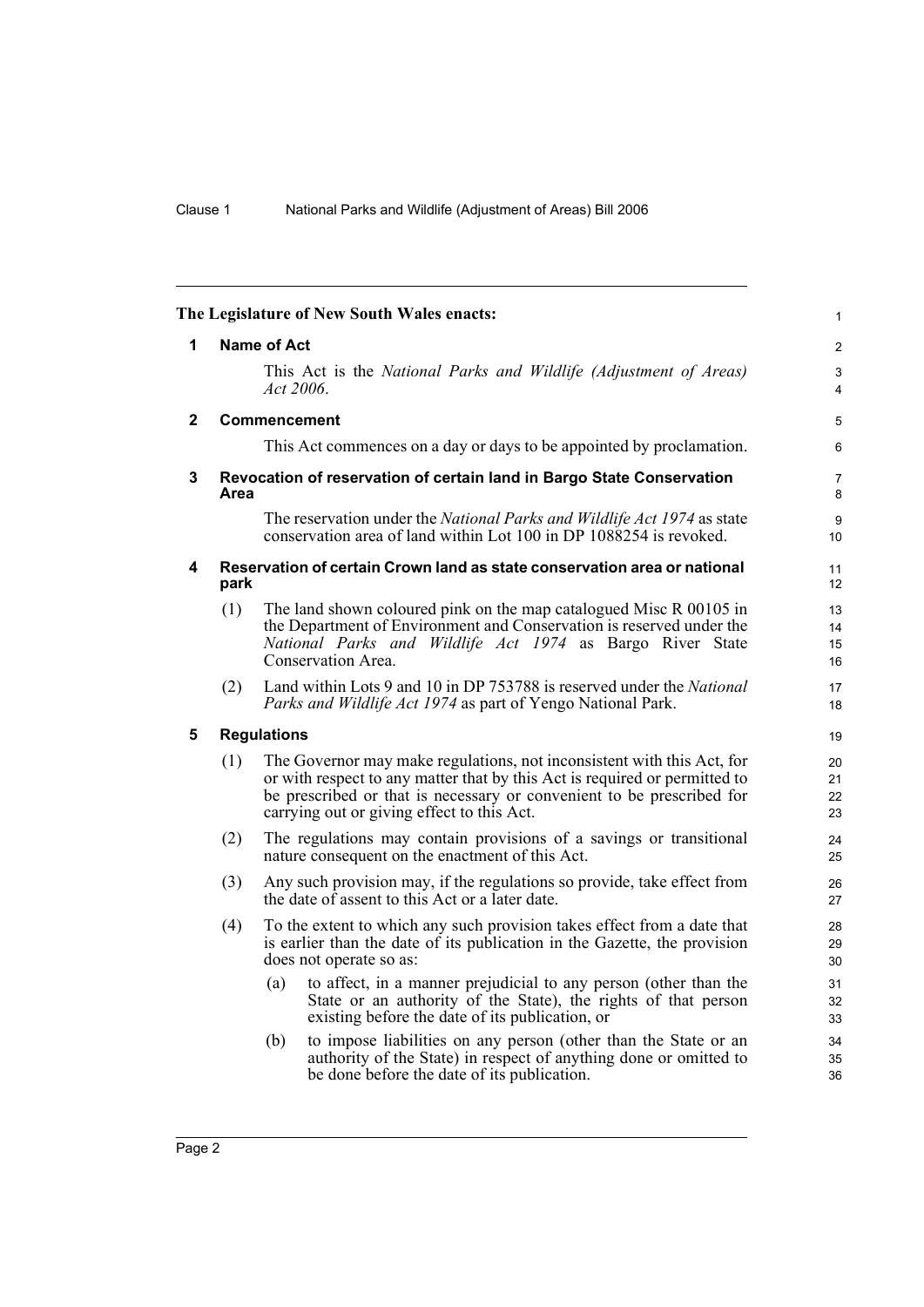**The Legislature of New South Wales enacts:**

## 1 Name of Act

This Act is the *National Parks and Wildlife (Adjustment of Areas) Act 2006*.

## 2 Commencement

This Act commences on a day or days to be appointed by proclamation.

## 3 Revocation of reservation of certain land in Bargo State Conservation Area

The reservation under the *National Parks and Wildlife Act 1974* as state conservation area of land within Lot 100 in DP 1088254 is revoked.

## 4 Reservation of certain Crown land as state conservation area or national park

(1) The land shown coloured pink on the map catalogued Misc R 00105 in the Department of Environment and Conservation is reserved under the *National Parks and Wildlife Act 1974* as Bargo River State Conservation Area.

(2) Land within Lots 9 and 10 in DP 753788 is reserved under the *National Parks and Wildlife Act 1974* as part of Yengo National Park.

## 5 Regulations

(1) The Governor may make regulations, not inconsistent with this Act, for or with respect to any matter that by this Act is required or permitted to be prescribed or that is necessary or convenient to be prescribed for carrying out or giving effect to this Act.

(2) The regulations may contain provisions of a savings or transitional nature consequent on the enactment of this Act.

(3) Any such provision may, if the regulations so provide, take effect from the date of assent to this Act or a later date.

(4) To the extent to which any such provision takes effect from a date that is earlier than the date of its publication in the Gazette, the provision does not operate so as:

(a) to affect, in a manner prejudicial to any person (other than the State or an authority of the State), the rights of that person existing before the date of its publication, or

(b) to impose liabilities on any person (other than the State or an authority of the State) in respect of anything done or omitted to be done before the date of its publication.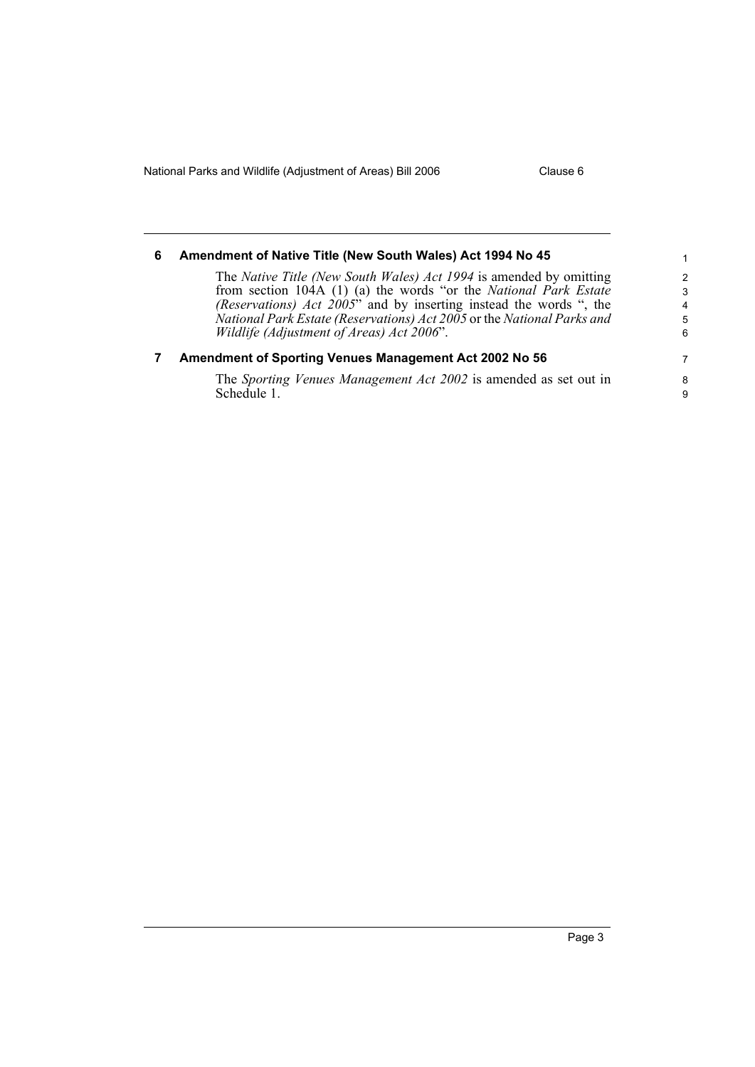## 6 Amendment of Native Title (New South Wales) Act 1994 No 45

The *Native Title (New South Wales) Act 1994* is amended by omitting from section 104A (1) (a) the words "or the *National Park Estate (Reservations) Act 2005*" and by inserting instead the words ", the *National Park Estate (Reservations) Act 2005* or the *National Parks and Wildlife (Adjustment of Areas) Act 2006*".

## 7 Amendment of Sporting Venues Management Act 2002 No 56

The *Sporting Venues Management Act 2002* is amended as set out in Schedule 1.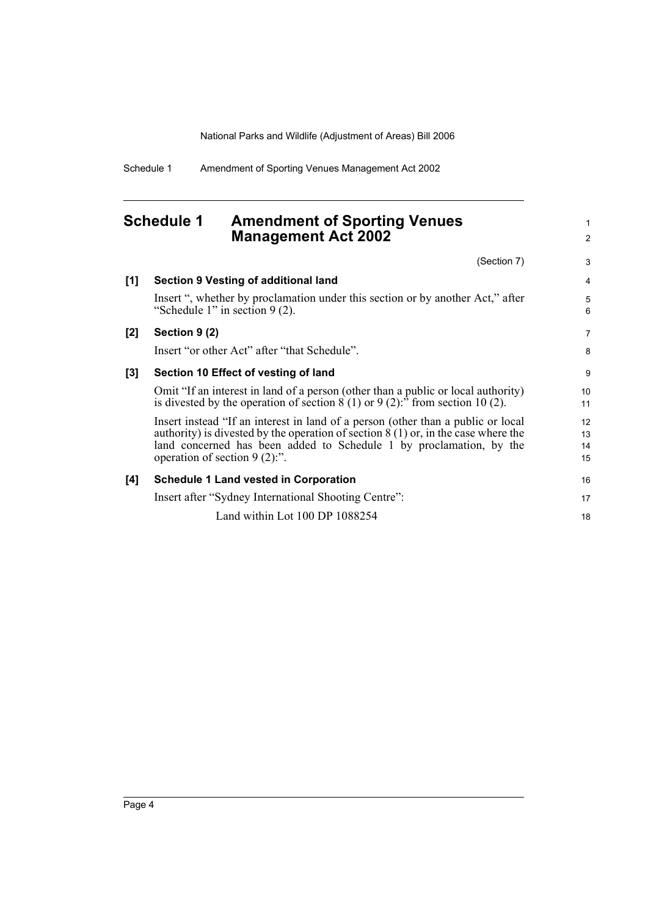## Schedule 1 Amendment of Sporting Venues Management Act 2002

(Section 7)

**[1] Section 9 Vesting of additional land**

Insert ", whether by proclamation under this section or by another Act," after "Schedule 1" in section 9 (2).

**[2] Section 9 (2)**

Insert "or other Act" after "that Schedule".

**[3] Section 10 Effect of vesting of land**

Omit "If an interest in land of a person (other than a public or local authority) is divested by the operation of section 8 (1) or 9 (2):" from section 10 (2).

Insert instead "If an interest in land of a person (other than a public or local authority) is divested by the operation of section 8 (1) or, in the case where the land concerned has been added to Schedule 1 by proclamation, by the operation of section 9 (2):".

**[4] Schedule 1 Land vested in Corporation**

Insert after "Sydney International Shooting Centre":

Land within Lot 100 DP 1088254